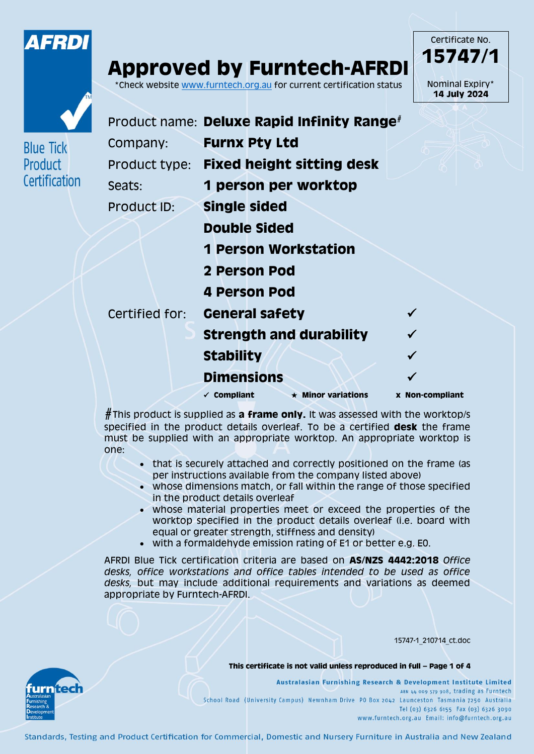AFRDI

Blue Tick Product Certification

# Approved by Furntech-AFRDI

*Check website www.furntech.org.au for current certification status

Certificate No.
**15747/1**

Nominal Expiry*
**14 July 2024**

| | |
|---|---|
| Product name: | **Deluxe Rapid Infinity Range#** |
| Company: | **Furnx Pty Ltd** |
| Product type: | **Fixed height sitting desk** |
| Seats: | **1 person per worktop** |
| Product ID: | **Single sided** |
| | **Double Sided** |
| | **1 Person Workstation** |
| | **2 Person Pod** |
| | **4 Person Pod** |

| Certified for: | | |
|---|---|---|
| | **General safety** | ✓ |
| | **Strength and durability** | ✓ |
| | **Stability** | ✓ |
| | **Dimensions** | ✓ |

✓ **Compliant** ★ **Minor variations** x **Non-compliant**

#This product is supplied as **a frame only.** It was assessed with the worktop/s specified in the product details overleaf. To be a certified **desk** the frame must be supplied with an appropriate worktop. An appropriate worktop is one:

- that is securely attached and correctly positioned on the frame (as per instructions available from the company listed above)
- whose dimensions match, or fall within the range of those specified in the product details overleaf
- whose material properties meet or exceed the properties of the worktop specified in the product details overleaf (i.e. board with equal or greater strength, stiffness and density)
- with a formaldehyde emission rating of E1 or better e.g. E0.

AFRDI Blue Tick certification criteria are based on **AS/NZS 4442:2018** *Office desks, office workstations and office tables intended to be used as office desks,* but may include additional requirements and variations as deemed appropriate by Furntech-AFRDI.

15747-1_210714_ct.doc

**This certificate is not valid unless reproduced in full**

furntech Australasian Furnishing Research & Development Institute

**Australasian Furnishing Research & Development Institute Limited**
ABN 44 009 579 908, trading as Furntech
School Road (University Campus) Newnham Drive PO Box 2042 Launceston Tasmania 7250 Australia
Tel (03) 6326 6155 Fax (03) 6326 3090
www.furntech.org.au Email: info@furntech.org.au

Standards, Testing and Product Certification for Commercial, Domestic and Nursery Furniture in Australia and New Zealand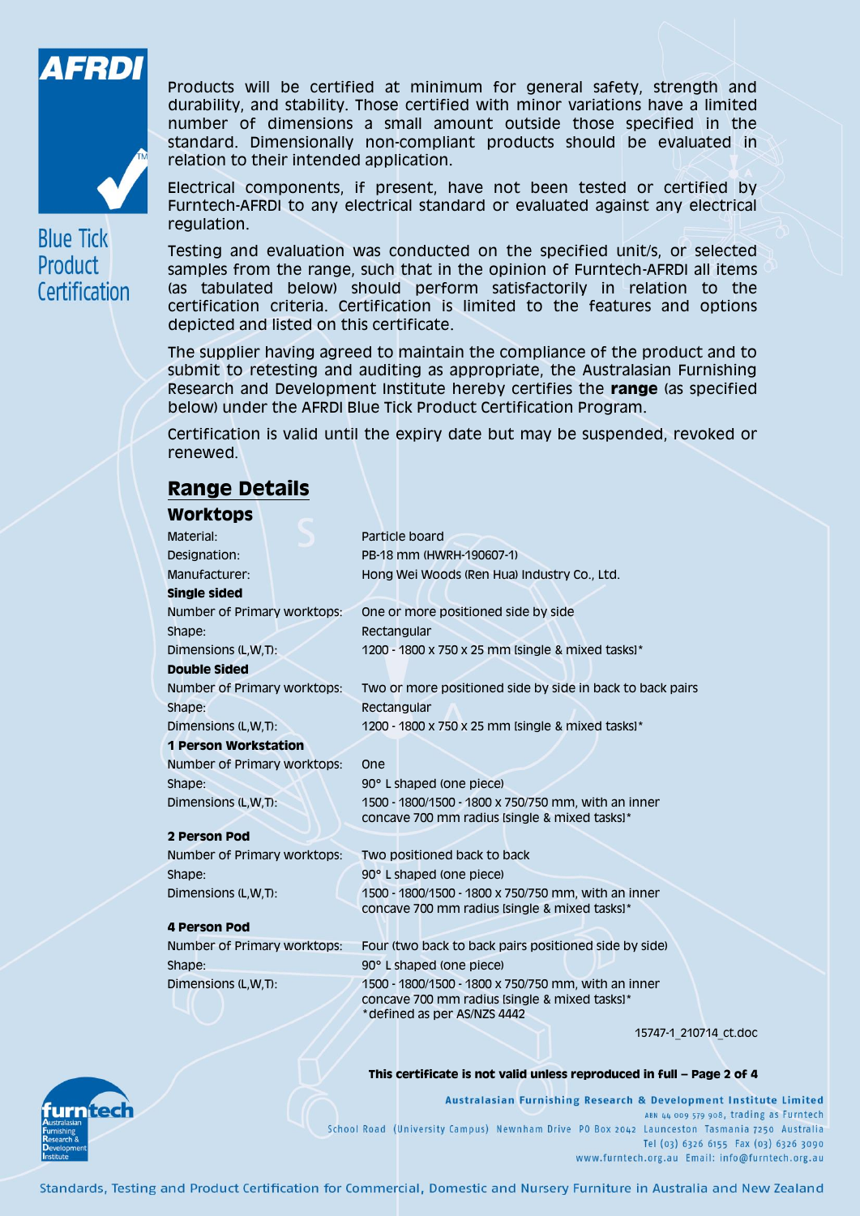AFRDI

Blue Tick Product Certification

Products will be certified at minimum for general safety, strength and durability, and stability. Those certified with minor variations have a limited number of dimensions a small amount outside those specified in the standard. Dimensionally non-compliant products should be evaluated in relation to their intended application.

Electrical components, if present, have not been tested or certified by Furntech-AFRDI to any electrical standard or evaluated against any electrical regulation.

Testing and evaluation was conducted on the specified unit/s, or selected samples from the range, such that in the opinion of Furntech-AFRDI all items (as tabulated below) should perform satisfactorily in relation to the certification criteria. Certification is limited to the features and options depicted and listed on this certificate.

The supplier having agreed to maintain the compliance of the product and to submit to retesting and auditing as appropriate, the Australasian Furnishing Research and Development Institute hereby certifies the **range** (as specified below) under the AFRDI Blue Tick Product Certification Program.

Certification is valid until the expiry date but may be suspended, revoked or renewed.

## Range Details

### Worktops

| | |
|---|---|
| Material: | Particle board |
| Designation: | PB-18 mm (HWRH-190607-1) |
| Manufacturer: | Hong Wei Woods (Ren Hua) Industry Co., Ltd. |
| **Single sided** | |
| Number of Primary worktops: | One or more positioned side by side |
| Shape: | Rectangular |
| Dimensions (L,W,T): | 1200 - 1800 x 750 x 25 mm [single & mixed tasks]* |
| **Double Sided** | |
| Number of Primary worktops: | Two or more positioned side by side in back to back pairs |
| Shape: | Rectangular |
| Dimensions (L,W,T): | 1200 - 1800 x 750 x 25 mm [single & mixed tasks]* |
| **1 Person Workstation** | |
| Number of Primary worktops: | One |
| Shape: | 90° L shaped (one piece) |
| Dimensions (L,W,T): | 1500 - 1800/1500 - 1800 x 750/750 mm, with an inner concave 700 mm radius [single & mixed tasks]* |
| **2 Person Pod** | |
| Number of Primary worktops: | Two positioned back to back |
| Shape: | 90° L shaped (one piece) |
| Dimensions (L,W,T): | 1500 - 1800/1500 - 1800 x 750/750 mm, with an inner concave 700 mm radius [single & mixed tasks]* |
| **4 Person Pod** | |
| Number of Primary worktops: | Four (two back to back pairs positioned side by side) |
| Shape: | 90° L shaped (one piece) |
| Dimensions (L,W,T): | 1500 - 1800/1500 - 1800 x 750/750 mm, with an inner concave 700 mm radius [single & mixed tasks]* |

*defined as per AS/NZS 4442

15747-1_210714_ct.doc

**This certificate is not valid unless reproduced in full – Page 2 of 4**

furntech – Australasian Furnishing Research & Development Institute

**Australasian Furnishing Research & Development Institute Limited**
ABN 44 009 579 908, trading as Furntech
School Road (University Campus) Newnham Drive PO Box 2042 Launceston Tasmania 7250 Australia
Tel (03) 6326 6155 Fax (03) 6326 3090
www.furntech.org.au Email: info@furntech.org.au

Standards, Testing and Product Certification for Commercial, Domestic and Nursery Furniture in Australia and New Zealand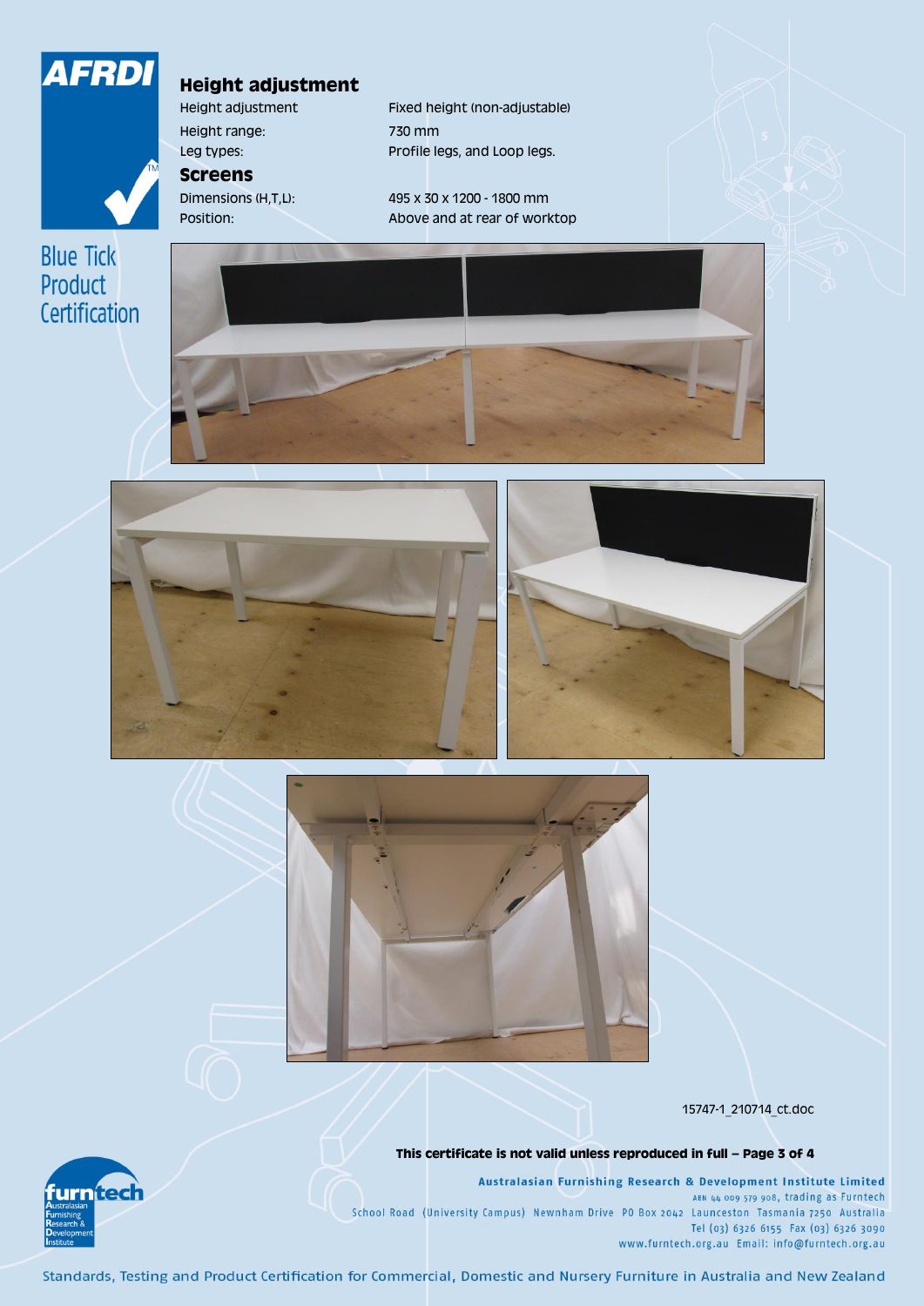AFRDI

Blue Tick Product Certification

## Height adjustment

| | |
|---|---|
| Height adjustment | Fixed height (non-adjustable) |
| Height range: | 730 mm |
| Leg types: | Profile legs, and Loop legs. |

## Screens

| | |
|---|---|
| Dimensions (H,T,L): | 495 x 30 x 1200 - 1800 mm |
| Position: | Above and at rear of worktop |

15747-1_210714_ct.doc

**This certificate is not valid unless reproduced in full – Page 3 of 4**

furntech
Australasian Furnishing Research & Development Institute

**Australasian Furnishing Research & Development Institute Limited**
ABN 44 009 579 908, trading as Furntech
School Road (University Campus) Newnham Drive PO Box 2042 Launceston Tasmania 7250 Australia
Tel (03) 6326 6155 Fax (03) 6326 3090
www.furntech.org.au Email: info@furntech.org.au

Standards, Testing and Product Certification for Commercial, Domestic and Nursery Furniture in Australia and New Zealand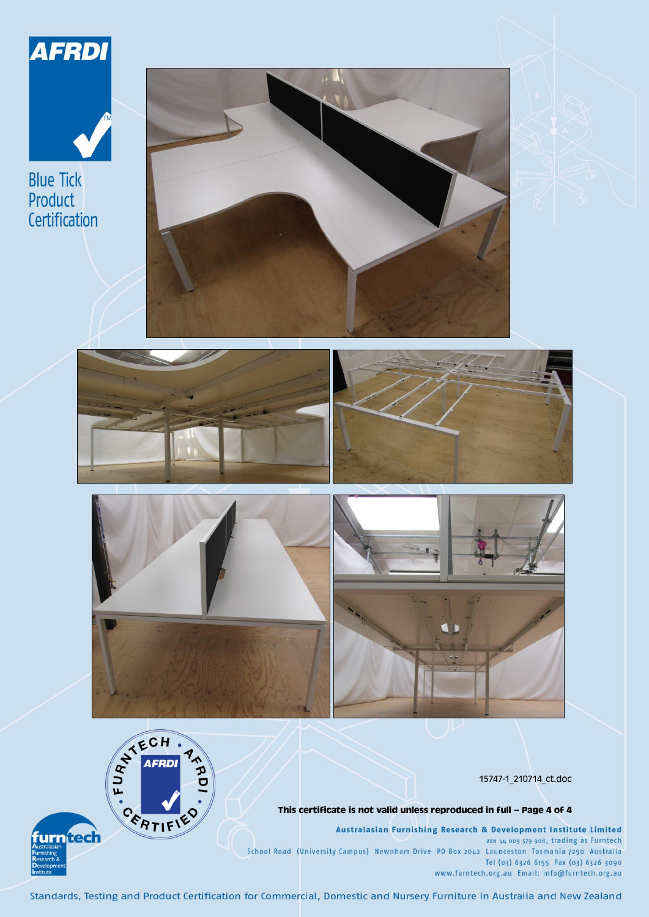AFRDI

Blue Tick Product Certification

15747-1_210714_ct.doc

**This certificate is not valid unless reproduced in full – Page 4 of 4**

**Australasian Furnishing Research & Development Institute Limited**
ABN 44 009 579 908, trading as Furntech
School Road (University Campus) Newnham Drive PO Box 2042 Launceston Tasmania 7250 Australia
Tel (03) 6326 6155 Fax (03) 6326 3090
www.furntech.org.au Email: info@furntech.org.au

Standards, Testing and Product Certification for Commercial, Domestic and Nursery Furniture in Australia and New Zealand